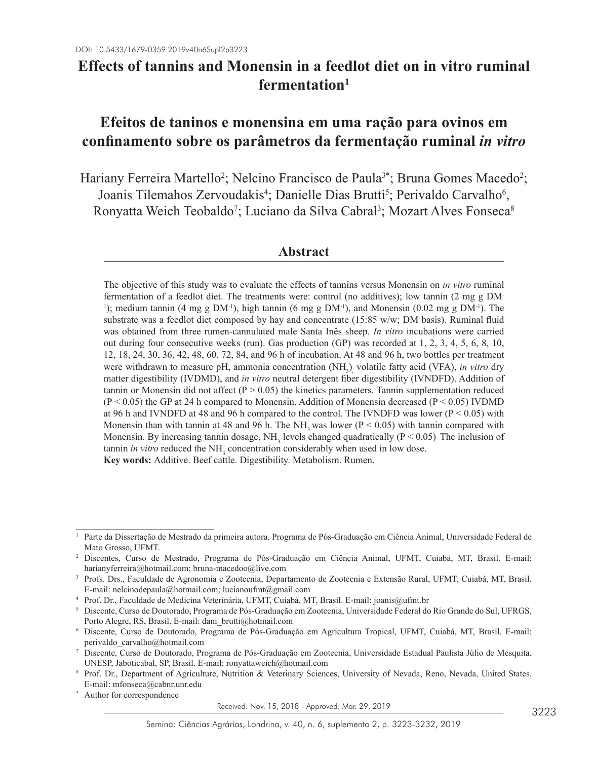DOI: 10.5433/1679-0359.2019v40n6Supl2p3223

# Effects of tannins and Monensin in a feedlot diet on in vitro ruminal fermentation[1]

# Efeitos de taninos e monensina em uma ração para ovinos em confinamento sobre os parâmetros da fermentação ruminal *in vitro*

Hariany Ferreira Martello[2]; Nelcino Francisco de Paula[3*]; Bruna Gomes Macedo[2]; Joanis Tilemahos Zervoudakis[4]; Danielle Dias Brutti[5]; Perivaldo Carvalho[6], Ronyatta Weich Teobaldo[7]; Luciano da Silva Cabral[3]; Mozart Alves Fonseca[8]

## Abstract

The objective of this study was to evaluate the effects of tannins versus Monensin on *in vitro* ruminal fermentation of a feedlot diet. The treatments were: control (no additives); low tannin (2 mg g $DM^{-1}$); medium tannin (4 mg g $DM^{-1}$), high tannin (6 mg g $DM^{-1}$), and Monensin (0.02 mg g $DM^{-1}$). The substrate was a feedlot diet composed by hay and concentrate (15:85 w/w; DM basis). Ruminal fluid was obtained from three rumen-cannulated male Santa Inês sheep. *In vitro* incubations were carried out during four consecutive weeks (run). Gas production (GP) was recorded at 1, 2, 3, 4, 5, 6, 8, 10, 12, 18, 24, 30, 36, 42, 48, 60, 72, 84, and 96 h of incubation. At 48 and 96 h, two bottles per treatment were withdrawn to measure pH, ammonia concentration ($NH_3$), volatile fatty acid (VFA), *in vitro* dry matter digestibility (IVDMD), and *in vitro* neutral detergent fiber digestibility (IVNDFD). Addition of tannin or Monensin did not affect ($P > 0.05$) the kinetics parameters. Tannin supplementation reduced ($P < 0.05$) the GP at 24 h compared to Monensin. Addition of Monensin decreased ($P < 0.05$) IVDMD at 96 h and IVNDFD at 48 and 96 h compared to the control. The IVNDFD was lower ($P < 0.05$) with Monensin than with tannin at 48 and 96 h. The $NH_3$ was lower ($P < 0.05$) with tannin compared with Monensin. By increasing tannin dosage, $NH_3$ levels changed quadratically ($P < 0.05$). The inclusion of tannin *in vitro* reduced the $NH_3$ concentration considerably when used in low dose.

**Key words:** Additive. Beef cattle. Digestibility. Metabolism. Rumen.

---

[1] Parte da Dissertação de Mestrado da primeira autora, Programa de Pós-Graduação em Ciência Animal, Universidade Federal de Mato Grosso, UFMT.

[2] Discentes, Curso de Mestrado, Programa de Pós-Graduação em Ciência Animal, UFMT, Cuiabá, MT, Brasil. E-mail: harianyferreira@hotmail.com; bruna-macedoo@live.com

[3] Profs. Drs., Faculdade de Agronomia e Zootecnia, Departamento de Zootecnia e Extensão Rural, UFMT, Cuiabá, MT, Brasil. E-mail: nelcinodepaula@hotmail.com; lucianoufmt@gmail.com

[4] Prof. Dr., Faculdade de Medicina Veterinária, UFMT, Cuiabá, MT, Brasil. E-mail: joanis@ufmt.br

[5] Discente, Curso de Doutorado, Programa de Pós-Graduação em Zootecnia, Universidade Federal do Rio Grande do Sul, UFRGS, Porto Alegre, RS, Brasil. E-mail: dani_brutti@hotmail.com

[6] Discente, Curso de Doutorado, Programa de Pós-Graduação em Agricultura Tropical, UFMT, Cuiabá, MT, Brasil. E-mail: perivaldo_carvalho@hotmail.com

[7] Discente, Curso de Doutorado, Programa de Pós-Graduação em Zootecnia, Universidade Estadual Paulista Júlio de Mesquita, UNESP, Jaboticabal, SP, Brasil. E-mail: ronyattaweich@hotmail.com

[8] Prof. Dr., Department of Agriculture, Nutrition & Veterinary Sciences, University of Nevada, Reno, Nevada, United States. E-mail: mfonseca@cabnr.unr.edu

[*] Author for correspondence

Received: Nov. 15, 2018 - Approved: Mar. 29, 2019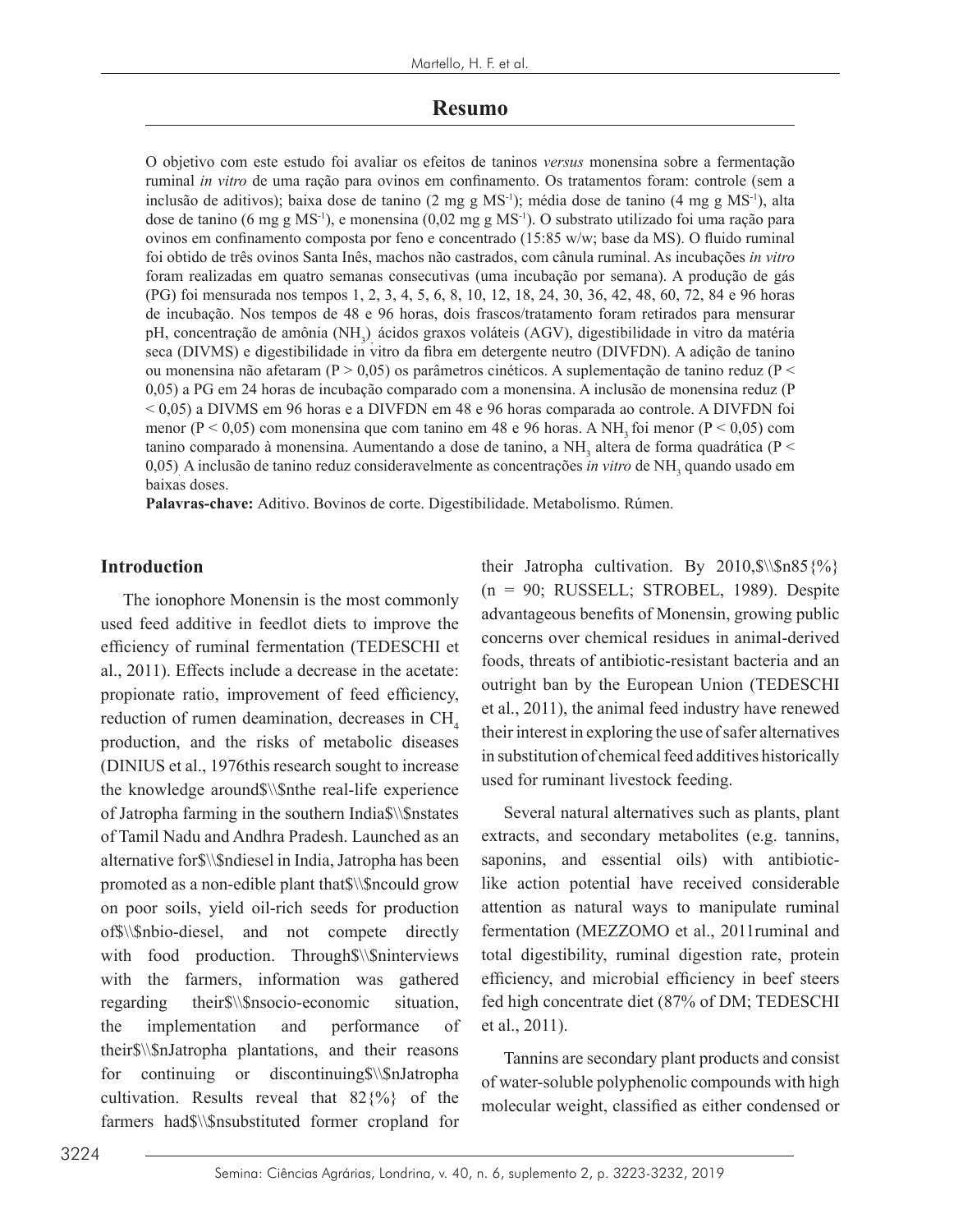## Resumo

O objetivo com este estudo foi avaliar os efeitos de taninos *versus* monensina sobre a fermentação ruminal *in vitro* de uma ração para ovinos em confinamento. Os tratamentos foram: controle (sem a inclusão de aditivos); baixa dose de tanino (2 mg g $MS^{-1}$); média dose de tanino (4 mg g $MS^{-1}$), alta dose de tanino (6 mg g $MS^{-1}$), e monensina (0,02 mg g $MS^{-1}$). O substrato utilizado foi uma ração para ovinos em confinamento composta por feno e concentrado (15:85 w/w; base da MS). O fluido ruminal foi obtido de três ovinos Santa Inês, machos não castrados, com cânula ruminal. As incubações *in vitro* foram realizadas em quatro semanas consecutivas (uma incubação por semana). A produção de gás (PG) foi mensurada nos tempos 1, 2, 3, 4, 5, 6, 8, 10, 12, 18, 24, 30, 36, 42, 48, 60, 72, 84 e 96 horas de incubação. Nos tempos de 48 e 96 horas, dois frascos/tratamento foram retirados para mensurar pH, concentração de amônia ($NH_3$), ácidos graxos voláteis (AGV), digestibilidade in vitro da matéria seca (DIVMS) e digestibilidade in vitro da fibra em detergente neutro (DIVFDN). A adição de tanino ou monensina não afetaram ($P > 0,05$) os parâmetros cinéticos. A suplementação de tanino reduz ($P < 0,05$) a PG em 24 horas de incubação comparado com a monensina. A inclusão de monensina reduz ($P < 0,05$) a DIVMS em 96 horas e a DIVFDN em 48 e 96 horas comparada ao controle. A DIVFDN foi menor ($P < 0,05$) com monensina que com tanino em 48 e 96 horas. A $NH_3$ foi menor ($P < 0,05$) com tanino comparado à monensina. Aumentando a dose de tanino, a $NH_3$ altera de forma quadrática ($P < 0,05$). A inclusão de tanino reduz consideravelmente as concentrações *in vitro* de $NH_3$ quando usado em baixas doses.

**Palavras-chave:** Aditivo. Bovinos de corte. Digestibilidade. Metabolismo. Rúmen.

## Introduction

The ionophore Monensin is the most commonly used feed additive in feedlot diets to improve the efficiency of ruminal fermentation (TEDESCHI et al., 2011). Effects include a decrease in the acetate: propionate ratio, improvement of feed efficiency, reduction of rumen deamination, decreases in $CH_4$ production, and the risks of metabolic diseases (DINIUS et al., 1976this research sought to increase the knowledge around$\\$nthe real-life experience of Jatropha farming in the southern India$\\$nstates of Tamil Nadu and Andhra Pradesh. Launched as an alternative for$\\$ndiesel in India, Jatropha has been promoted as a non-edible plant that$\\$ncould grow on poor soils, yield oil-rich seeds for production of$\\$nbio-diesel, and not compete directly with food production. Through$\\$ninterviews with the farmers, information was gathered regarding their$\\$nsocio-economic situation, the implementation and performance of their$\\$nJatropha plantations, and their reasons for continuing or discontinuing$\\$nJatropha cultivation. Results reveal that 82{%} of the farmers had$\\$nsubstituted former cropland for their Jatropha cultivation. By 2010,$\\$n85{%} (n = 90; RUSSELL; STROBEL, 1989). Despite advantageous benefits of Monensin, growing public concerns over chemical residues in animal-derived foods, threats of antibiotic-resistant bacteria and an outright ban by the European Union (TEDESCHI et al., 2011), the animal feed industry have renewed their interest in exploring the use of safer alternatives in substitution of chemical feed additives historically used for ruminant livestock feeding.

Several natural alternatives such as plants, plant extracts, and secondary metabolites (e.g. tannins, saponins, and essential oils) with antibiotic-like action potential have received considerable attention as natural ways to manipulate ruminal fermentation (MEZZOMO et al., 2011ruminal and total digestibility, ruminal digestion rate, protein efficiency, and microbial efficiency in beef steers fed high concentrate diet (87% of DM; TEDESCHI et al., 2011).

Tannins are secondary plant products and consist of water-soluble polyphenolic compounds with high molecular weight, classified as either condensed or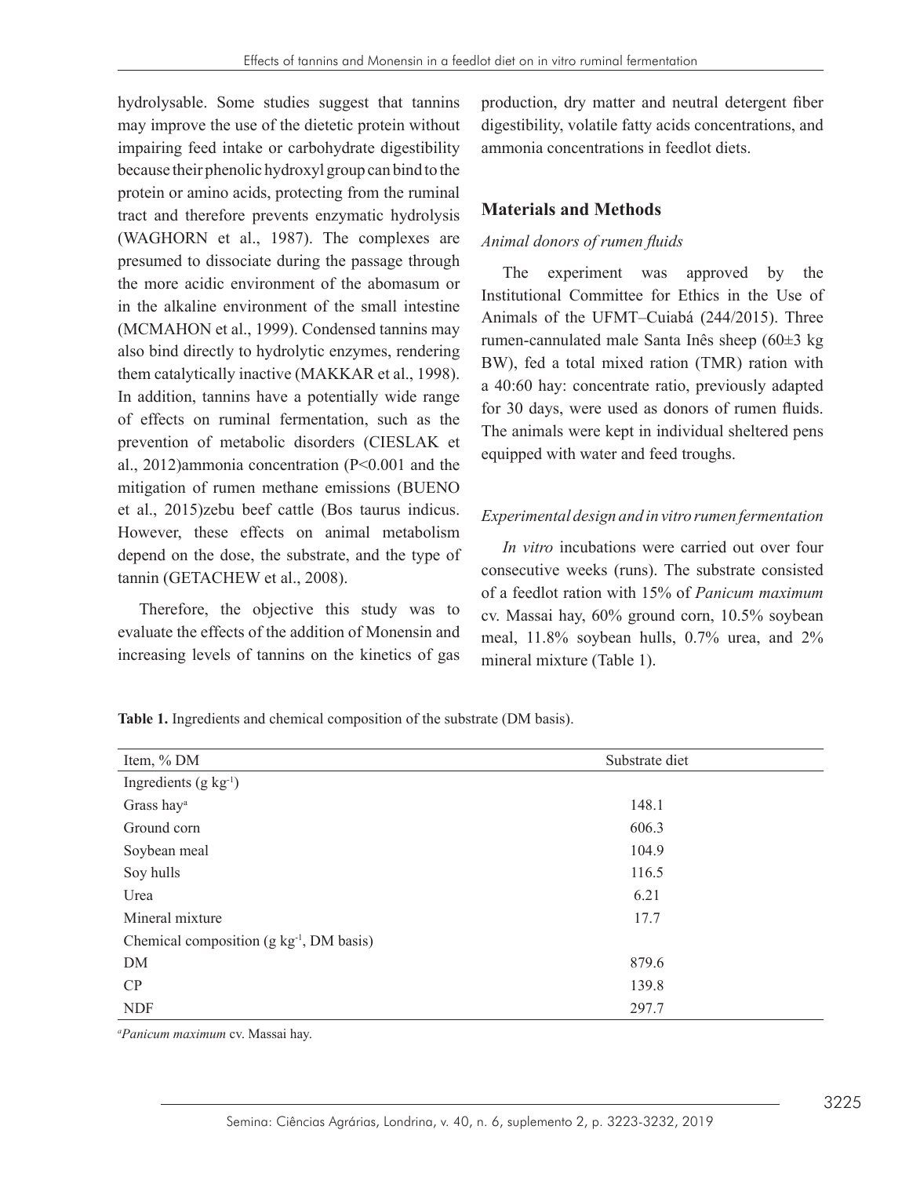hydrolysable. Some studies suggest that tannins may improve the use of the dietetic protein without impairing feed intake or carbohydrate digestibility because their phenolic hydroxyl group can bind to the protein or amino acids, protecting from the ruminal tract and therefore prevents enzymatic hydrolysis (WAGHORN et al., 1987). The complexes are presumed to dissociate during the passage through the more acidic environment of the abomasum or in the alkaline environment of the small intestine (MCMAHON et al., 1999). Condensed tannins may also bind directly to hydrolytic enzymes, rendering them catalytically inactive (MAKKAR et al., 1998). In addition, tannins have a potentially wide range of effects on ruminal fermentation, such as the prevention of metabolic disorders (CIESLAK et al., 2012)ammonia concentration (P<0.001 and the mitigation of rumen methane emissions (BUENO et al., 2015)zebu beef cattle (Bos taurus indicus. However, these effects on animal metabolism depend on the dose, the substrate, and the type of tannin (GETACHEW et al., 2008).

Therefore, the objective this study was to evaluate the effects of the addition of Monensin and increasing levels of tannins on the kinetics of gas production, dry matter and neutral detergent fiber digestibility, volatile fatty acids concentrations, and ammonia concentrations in feedlot diets.

## Materials and Methods

### *Animal donors of rumen fluids*

The experiment was approved by the Institutional Committee for Ethics in the Use of Animals of the UFMT–Cuiabá (244/2015). Three rumen-cannulated male Santa Inês sheep (60±3 kg BW), fed a total mixed ration (TMR) ration with a 40:60 hay: concentrate ratio, previously adapted for 30 days, were used as donors of rumen fluids. The animals were kept in individual sheltered pens equipped with water and feed troughs.

### *Experimental design and in vitro rumen fermentation*

*In vitro* incubations were carried out over four consecutive weeks (runs). The substrate consisted of a feedlot ration with 15% of *Panicum maximum* cv. Massai hay, 60% ground corn, 10.5% soybean meal, 11.8% soybean hulls, 0.7% urea, and 2% mineral mixture (Table 1).

**Table 1.** Ingredients and chemical composition of the substrate (DM basis).

| Item, % DM | Substrate diet |
|---|---|
| Ingredients (g kg$^{-1}$) | |
| Grass hay[a] | 148.1 |
| Ground corn | 606.3 |
| Soybean meal | 104.9 |
| Soy hulls | 116.5 |
| Urea | 6.21 |
| Mineral mixture | 17.7 |
| Chemical composition (g kg$^{-1}$, DM basis) | |
| DM | 879.6 |
| CP | 139.8 |
| NDF | 297.7 |

[a]*Panicum maximum* cv. Massai hay.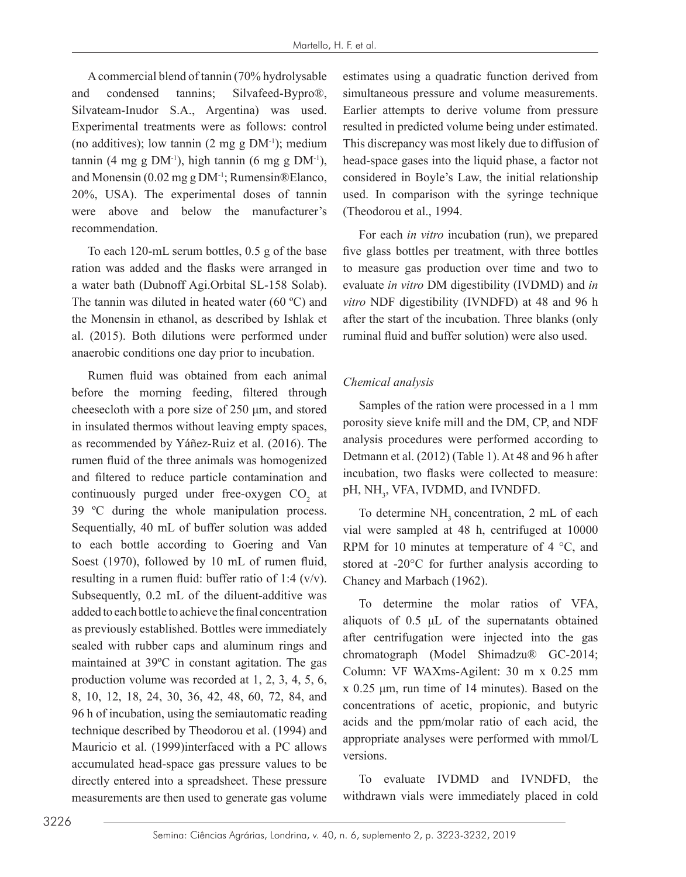A commercial blend of tannin (70% hydrolysable and condensed tannins; Silvafeed-Bypro®, Silvateam-Inudor S.A., Argentina) was used. Experimental treatments were as follows: control (no additives); low tannin (2 mg g $DM^{-1}$); medium tannin (4 mg g $DM^{-1}$), high tannin (6 mg g $DM^{-1}$), and Monensin (0.02 mg g $DM^{-1}$; Rumensin®Elanco, 20%, USA). The experimental doses of tannin were above and below the manufacturer's recommendation.

To each 120-mL serum bottles, 0.5 g of the base ration was added and the flasks were arranged in a water bath (Dubnoff Agi.Orbital SL-158 Solab). The tannin was diluted in heated water (60 ºC) and the Monensin in ethanol, as described by Ishlak et al. (2015). Both dilutions were performed under anaerobic conditions one day prior to incubation.

Rumen fluid was obtained from each animal before the morning feeding, filtered through cheesecloth with a pore size of 250 µm, and stored in insulated thermos without leaving empty spaces, as recommended by Yáñez-Ruiz et al. (2016). The rumen fluid of the three animals was homogenized and filtered to reduce particle contamination and continuously purged under free-oxygen $CO_2$ at 39 ºC during the whole manipulation process. Sequentially, 40 mL of buffer solution was added to each bottle according to Goering and Van Soest (1970), followed by 10 mL of rumen fluid, resulting in a rumen fluid: buffer ratio of 1:4 (v/v). Subsequently, 0.2 mL of the diluent-additive was added to each bottle to achieve the final concentration as previously established. Bottles were immediately sealed with rubber caps and aluminum rings and maintained at 39ºC in constant agitation. The gas production volume was recorded at 1, 2, 3, 4, 5, 6, 8, 10, 12, 18, 24, 30, 36, 42, 48, 60, 72, 84, and 96 h of incubation, using the semiautomatic reading technique described by Theodorou et al. (1994) and Mauricio et al. (1999)interfaced with a PC allows accumulated head-space gas pressure values to be directly entered into a spreadsheet. These pressure measurements are then used to generate gas volume estimates using a quadratic function derived from simultaneous pressure and volume measurements. Earlier attempts to derive volume from pressure resulted in predicted volume being under estimated. This discrepancy was most likely due to diffusion of head-space gases into the liquid phase, a factor not considered in Boyle's Law, the initial relationship used. In comparison with the syringe technique (Theodorou et al., 1994.

For each *in vitro* incubation (run), we prepared five glass bottles per treatment, with three bottles to measure gas production over time and two to evaluate *in vitro* DM digestibility (IVDMD) and *in vitro* NDF digestibility (IVNDFD) at 48 and 96 h after the start of the incubation. Three blanks (only ruminal fluid and buffer solution) were also used.

### *Chemical analysis*

Samples of the ration were processed in a 1 mm porosity sieve knife mill and the DM, CP, and NDF analysis procedures were performed according to Detmann et al. (2012) (Table 1). At 48 and 96 h after incubation, two flasks were collected to measure: pH, $NH_3$, VFA, IVDMD, and IVNDFD.

To determine $NH_3$ concentration, 2 mL of each vial were sampled at 48 h, centrifuged at 10000 RPM for 10 minutes at temperature of 4 °C, and stored at -20°C for further analysis according to Chaney and Marbach (1962).

To determine the molar ratios of VFA, aliquots of 0.5 µL of the supernatants obtained after centrifugation were injected into the gas chromatograph (Model Shimadzu® GC-2014; Column: VF WAXms-Agilent: 30 m x 0.25 mm x 0.25 µm, run time of 14 minutes). Based on the concentrations of acetic, propionic, and butyric acids and the ppm/molar ratio of each acid, the appropriate analyses were performed with mmol/L versions.

To evaluate IVDMD and IVNDFD, the withdrawn vials were immediately placed in cold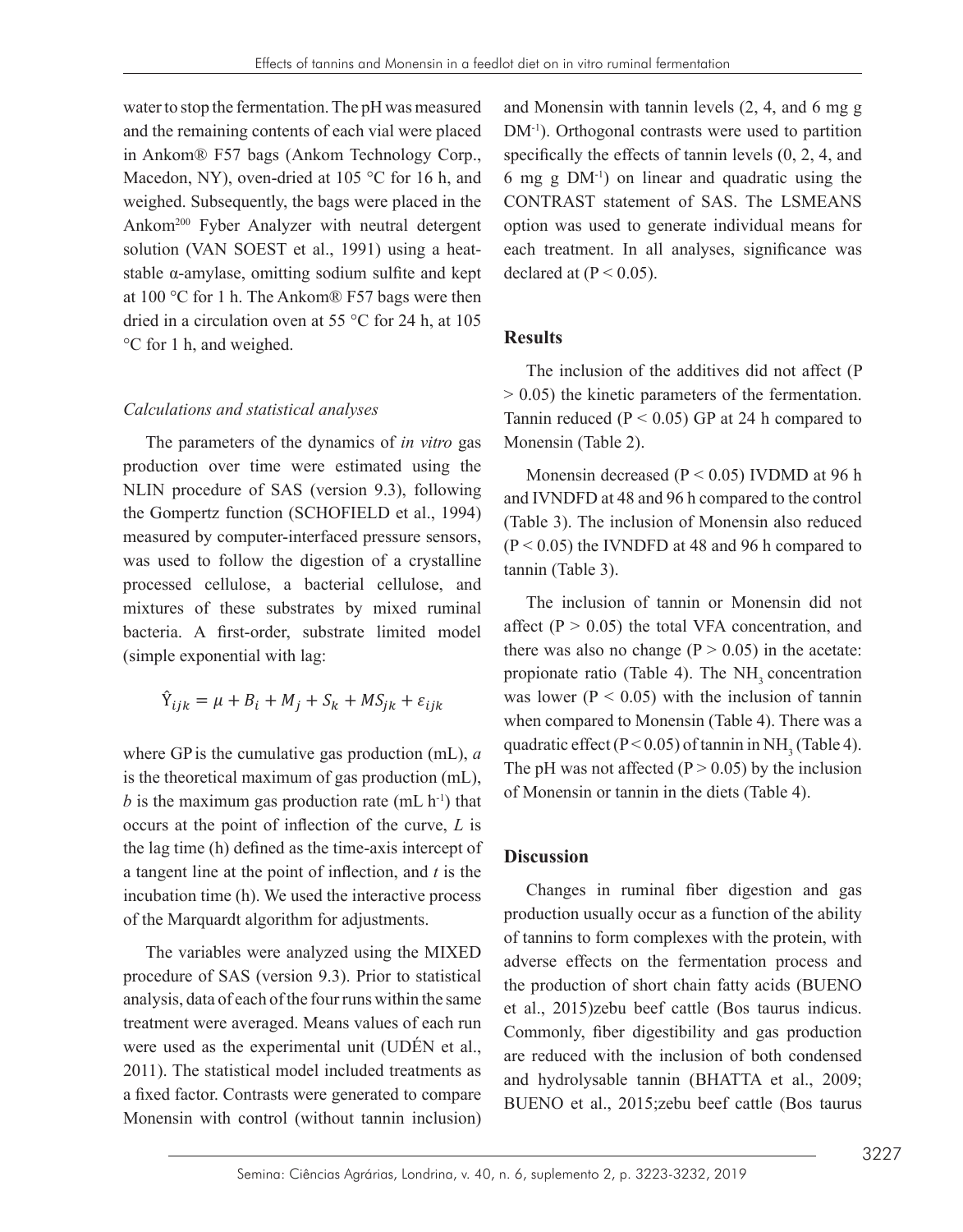water to stop the fermentation. The pH was measured and the remaining contents of each vial were placed in Ankom® F57 bags (Ankom Technology Corp., Macedon, NY), oven-dried at 105 °C for 16 h, and weighed. Subsequently, the bags were placed in the Ankom[200] Fyber Analyzer with neutral detergent solution (VAN SOEST et al., 1991) using a heat-stable α-amylase, omitting sodium sulfite and kept at 100 °C for 1 h. The Ankom® F57 bags were then dried in a circulation oven at 55 °C for 24 h, at 105 °C for 1 h, and weighed.

### *Calculations and statistical analyses*

The parameters of the dynamics of *in vitro* gas production over time were estimated using the NLIN procedure of SAS (version 9.3), following the Gompertz function (SCHOFIELD et al., 1994) measured by computer-interfaced pressure sensors, was used to follow the digestion of a crystalline processed cellulose, a bacterial cellulose, and mixtures of these substrates by mixed ruminal bacteria. A first-order, substrate limited model (simple exponential with lag:

$$\hat{Y}_{ijk} = \mu + B_i + M_j + S_k + MS_{jk} + \varepsilon_{ijk}$$

where GP is the cumulative gas production (mL), *a* is the theoretical maximum of gas production (mL), *b* is the maximum gas production rate (mL $h^{-1}$) that occurs at the point of inflection of the curve, *L* is the lag time (h) defined as the time-axis intercept of a tangent line at the point of inflection, and *t* is the incubation time (h). We used the interactive process of the Marquardt algorithm for adjustments.

The variables were analyzed using the MIXED procedure of SAS (version 9.3). Prior to statistical analysis, data of each of the four runs within the same treatment were averaged. Means values of each run were used as the experimental unit (UDÉN et al., 2011). The statistical model included treatments as a fixed factor. Contrasts were generated to compare Monensin with control (without tannin inclusion) and Monensin with tannin levels (2, 4, and 6 mg g $DM^{-1}$). Orthogonal contrasts were used to partition specifically the effects of tannin levels (0, 2, 4, and 6 mg g $DM^{-1}$) on linear and quadratic using the CONTRAST statement of SAS. The LSMEANS option was used to generate individual means for each treatment. In all analyses, significance was declared at ($P < 0.05$).

## Results

The inclusion of the additives did not affect ($P > 0.05$) the kinetic parameters of the fermentation. Tannin reduced ($P < 0.05$) GP at 24 h compared to Monensin (Table 2).

Monensin decreased ($P < 0.05$) IVDMD at 96 h and IVNDFD at 48 and 96 h compared to the control (Table 3). The inclusion of Monensin also reduced ($P < 0.05$) the IVNDFD at 48 and 96 h compared to tannin (Table 3).

The inclusion of tannin or Monensin did not affect ($P > 0.05$) the total VFA concentration, and there was also no change ($P > 0.05$) in the acetate: propionate ratio (Table 4). The $NH_3$ concentration was lower ($P < 0.05$) with the inclusion of tannin when compared to Monensin (Table 4). There was a quadratic effect ($P < 0.05$) of tannin in $NH_3$ (Table 4). The pH was not affected ($P > 0.05$) by the inclusion of Monensin or tannin in the diets (Table 4).

## Discussion

Changes in ruminal fiber digestion and gas production usually occur as a function of the ability of tannins to form complexes with the protein, with adverse effects on the fermentation process and the production of short chain fatty acids (BUENO et al., 2015)zebu beef cattle (Bos taurus indicus. Commonly, fiber digestibility and gas production are reduced with the inclusion of both condensed and hydrolysable tannin (BHATTA et al., 2009; BUENO et al., 2015;zebu beef cattle (Bos taurus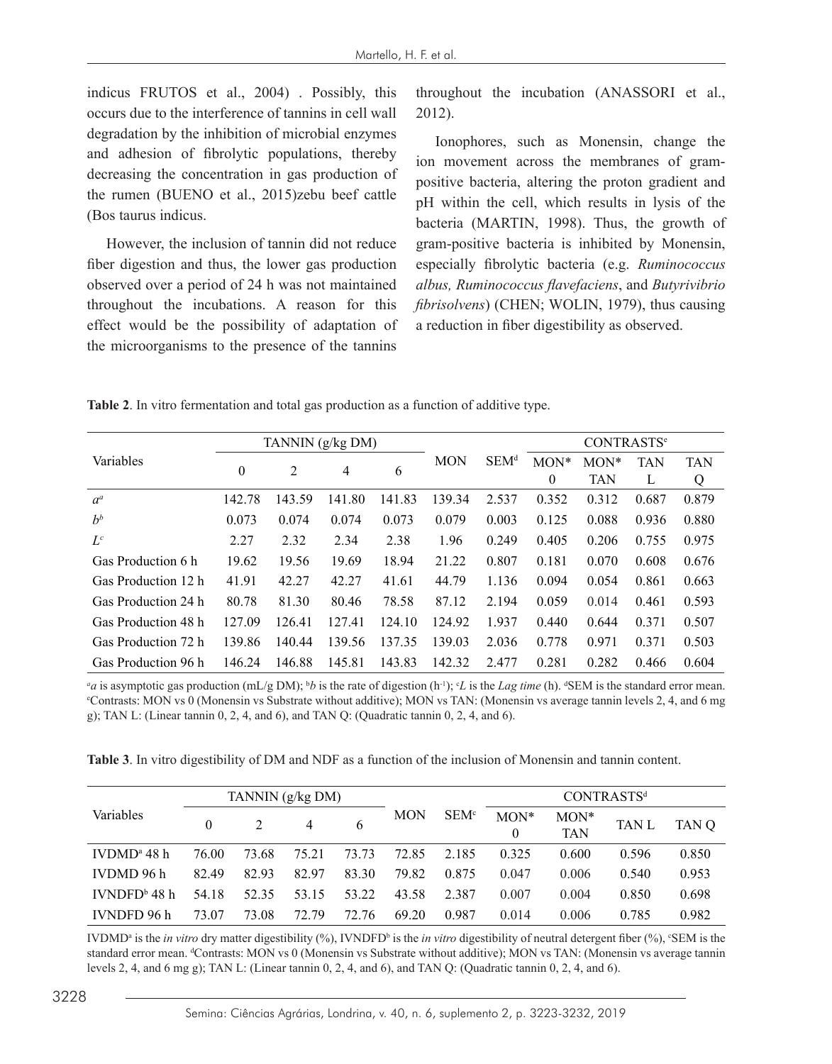indicus FRUTOS et al., 2004) . Possibly, this occurs due to the interference of tannins in cell wall degradation by the inhibition of microbial enzymes and adhesion of fibrolytic populations, thereby decreasing the concentration in gas production of the rumen (BUENO et al., 2015)zebu beef cattle (Bos taurus indicus.

However, the inclusion of tannin did not reduce fiber digestion and thus, the lower gas production observed over a period of 24 h was not maintained throughout the incubations. A reason for this effect would be the possibility of adaptation of the microorganisms to the presence of the tannins throughout the incubation (ANASSORI et al., 2012).

Ionophores, such as Monensin, change the ion movement across the membranes of gram-positive bacteria, altering the proton gradient and pH within the cell, which results in lysis of the bacteria (MARTIN, 1998). Thus, the growth of gram-positive bacteria is inhibited by Monensin, especially fibrolytic bacteria (e.g. *Ruminococcus albus, Ruminococcus flavefaciens*, and *Butyrivibrio fibrisolvens*) (CHEN; WOLIN, 1979), thus causing a reduction in fiber digestibility as observed.

**Table 2**. In vitro fermentation and total gas production as a function of additive type.

| Variables | TANNIN (g/kg DM) | | | | MON | SEM[d] | CONTRASTS[e] | | | |
|---|---|---|---|---|---|---|---|---|---|---|
| | 0 | 2 | 4 | 6 | | | MON* 0 | MON* TAN | TAN L | TAN Q |
| *a*[a] | 142.78 | 143.59 | 141.80 | 141.83 | 139.34 | 2.537 | 0.352 | 0.312 | 0.687 | 0.879 |
| *b*[b] | 0.073 | 0.074 | 0.074 | 0.073 | 0.079 | 0.003 | 0.125 | 0.088 | 0.936 | 0.880 |
| *L*[c] | 2.27 | 2.32 | 2.34 | 2.38 | 1.96 | 0.249 | 0.405 | 0.206 | 0.755 | 0.975 |
| Gas Production 6 h | 19.62 | 19.56 | 19.69 | 18.94 | 21.22 | 0.807 | 0.181 | 0.070 | 0.608 | 0.676 |
| Gas Production 12 h | 41.91 | 42.27 | 42.27 | 41.61 | 44.79 | 1.136 | 0.094 | 0.054 | 0.861 | 0.663 |
| Gas Production 24 h | 80.78 | 81.30 | 80.46 | 78.58 | 87.12 | 2.194 | 0.059 | 0.014 | 0.461 | 0.593 |
| Gas Production 48 h | 127.09 | 126.41 | 127.41 | 124.10 | 124.92 | 1.937 | 0.440 | 0.644 | 0.371 | 0.507 |
| Gas Production 72 h | 139.86 | 140.44 | 139.56 | 137.35 | 139.03 | 2.036 | 0.778 | 0.971 | 0.371 | 0.503 |
| Gas Production 96 h | 146.24 | 146.88 | 145.81 | 143.83 | 142.32 | 2.477 | 0.281 | 0.282 | 0.466 | 0.604 |

[a]*a* is asymptotic gas production (mL/g DM); [b]*b* is the rate of digestion ($h^{-1}$); [c]*L* is the *Lag time* (h). [d]SEM is the standard error mean. [e]Contrasts: MON vs 0 (Monensin vs Substrate without additive); MON vs TAN: (Monensin vs average tannin levels 2, 4, and 6 mg g); TAN L: (Linear tannin 0, 2, 4, and 6), and TAN Q: (Quadratic tannin 0, 2, 4, and 6).

**Table 3**. In vitro digestibility of DM and NDF as a function of the inclusion of Monensin and tannin content.

| Variables | TANNIN (g/kg DM) | | | | MON | SEM[c] | CONTRASTS[d] | | | |
|---|---|---|---|---|---|---|---|---|---|---|
| | 0 | 2 | 4 | 6 | | | MON* 0 | MON* TAN | TAN L | TAN Q |
| IVDMD[a] 48 h | 76.00 | 73.68 | 75.21 | 73.73 | 72.85 | 2.185 | 0.325 | 0.600 | 0.596 | 0.850 |
| IVDMD 96 h | 82.49 | 82.93 | 82.97 | 83.30 | 79.82 | 0.875 | 0.047 | 0.006 | 0.540 | 0.953 |
| IVNDFD[b] 48 h | 54.18 | 52.35 | 53.15 | 53.22 | 43.58 | 2.387 | 0.007 | 0.004 | 0.850 | 0.698 |
| IVNDFD 96 h | 73.07 | 73.08 | 72.79 | 72.76 | 69.20 | 0.987 | 0.014 | 0.006 | 0.785 | 0.982 |

IVDMD[a] is the *in vitro* dry matter digestibility (%), IVNDFD[b] is the *in vitro* digestibility of neutral detergent fiber (%), [c]SEM is the standard error mean. [d]Contrasts: MON vs 0 (Monensin vs Substrate without additive); MON vs TAN: (Monensin vs average tannin levels 2, 4, and 6 mg g); TAN L: (Linear tannin 0, 2, 4, and 6), and TAN Q: (Quadratic tannin 0, 2, 4, and 6).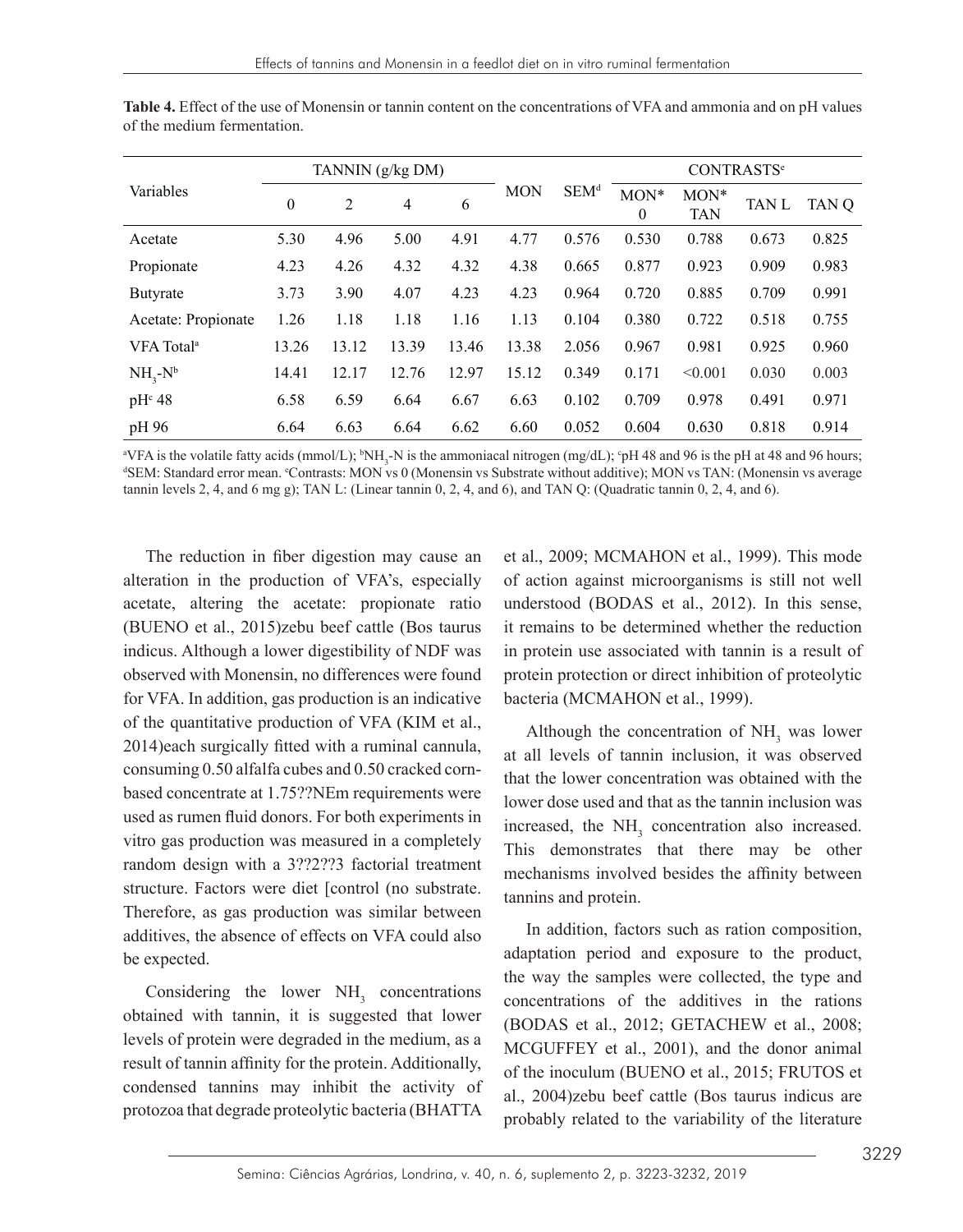**Table 4.** Effect of the use of Monensin or tannin content on the concentrations of VFA and ammonia and on pH values of the medium fermentation.

| Variables | TANNIN (g/kg DM) | | | | MON | SEM[d] | CONTRASTS[e] | | | |
|---|---|---|---|---|---|---|---|---|---|---|
| | 0 | 2 | 4 | 6 | | | MON* 0 | MON* TAN | TAN L | TAN Q |
| Acetate | 5.30 | 4.96 | 5.00 | 4.91 | 4.77 | 0.576 | 0.530 | 0.788 | 0.673 | 0.825 |
| Propionate | 4.23 | 4.26 | 4.32 | 4.32 | 4.38 | 0.665 | 0.877 | 0.923 | 0.909 | 0.983 |
| Butyrate | 3.73 | 3.90 | 4.07 | 4.23 | 4.23 | 0.964 | 0.720 | 0.885 | 0.709 | 0.991 |
| Acetate: Propionate | 1.26 | 1.18 | 1.18 | 1.16 | 1.13 | 0.104 | 0.380 | 0.722 | 0.518 | 0.755 |
| VFA Total[a] | 13.26 | 13.12 | 13.39 | 13.46 | 13.38 | 2.056 | 0.967 | 0.981 | 0.925 | 0.960 |
| $NH_3$-N[b] | 14.41 | 12.17 | 12.76 | 12.97 | 15.12 | 0.349 | 0.171 | <0.001 | 0.030 | 0.003 |
| pH[c] 48 | 6.58 | 6.59 | 6.64 | 6.67 | 6.63 | 0.102 | 0.709 | 0.978 | 0.491 | 0.971 |
| pH 96 | 6.64 | 6.63 | 6.64 | 6.62 | 6.60 | 0.052 | 0.604 | 0.630 | 0.818 | 0.914 |

[a]VFA is the volatile fatty acids (mmol/L); [b]$NH_3$-N is the ammoniacal nitrogen (mg/dL); [c]pH 48 and 96 is the pH at 48 and 96 hours; [d]SEM: Standard error mean. [e]Contrasts: MON vs 0 (Monensin vs Substrate without additive); MON vs TAN: (Monensin vs average tannin levels 2, 4, and 6 mg g); TAN L: (Linear tannin 0, 2, 4, and 6), and TAN Q: (Quadratic tannin 0, 2, 4, and 6).

The reduction in fiber digestion may cause an alteration in the production of VFA's, especially acetate, altering the acetate: propionate ratio (BUENO et al., 2015)zebu beef cattle (Bos taurus indicus. Although a lower digestibility of NDF was observed with Monensin, no differences were found for VFA. In addition, gas production is an indicative of the quantitative production of VFA (KIM et al., 2014)each surgically fitted with a ruminal cannula, consuming 0.50 alfalfa cubes and 0.50 cracked corn-based concentrate at 1.75??NEm requirements were used as rumen fluid donors. For both experiments in vitro gas production was measured in a completely random design with a 3??2??3 factorial treatment structure. Factors were diet [control (no substrate. Therefore, as gas production was similar between additives, the absence of effects on VFA could also be expected.

Considering the lower $NH_3$ concentrations obtained with tannin, it is suggested that lower levels of protein were degraded in the medium, as a result of tannin affinity for the protein. Additionally, condensed tannins may inhibit the activity of protozoa that degrade proteolytic bacteria (BHATTA et al., 2009; MCMAHON et al., 1999). This mode of action against microorganisms is still not well understood (BODAS et al., 2012). In this sense, it remains to be determined whether the reduction in protein use associated with tannin is a result of protein protection or direct inhibition of proteolytic bacteria (MCMAHON et al., 1999).

Although the concentration of $NH_3$ was lower at all levels of tannin inclusion, it was observed that the lower concentration was obtained with the lower dose used and that as the tannin inclusion was increased, the $NH_3$ concentration also increased. This demonstrates that there may be other mechanisms involved besides the affinity between tannins and protein.

In addition, factors such as ration composition, adaptation period and exposure to the product, the way the samples were collected, the type and concentrations of the additives in the rations (BODAS et al., 2012; GETACHEW et al., 2008; MCGUFFEY et al., 2001), and the donor animal of the inoculum (BUENO et al., 2015; FRUTOS et al., 2004)zebu beef cattle (Bos taurus indicus are probably related to the variability of the literature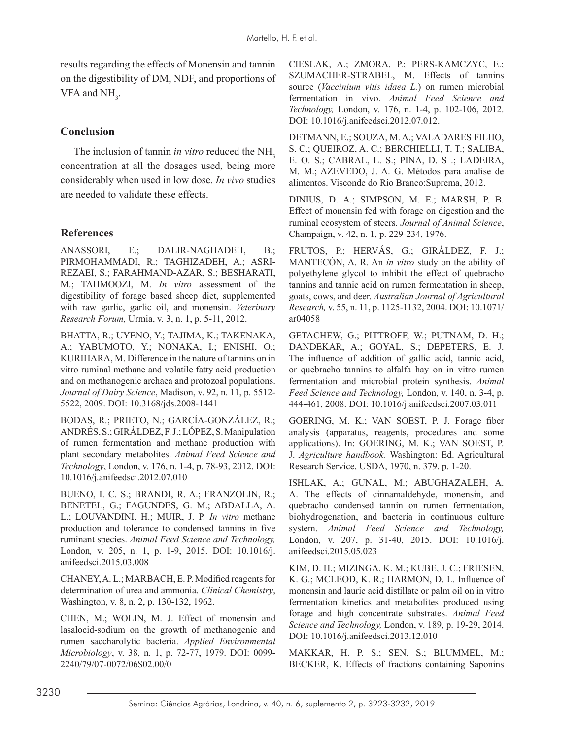results regarding the effects of Monensin and tannin on the digestibility of DM, NDF, and proportions of VFA and $NH_3$.

## Conclusion

The inclusion of tannin *in vitro* reduced the $NH_3$ concentration at all the dosages used, being more considerably when used in low dose. *In vivo* studies are needed to validate these effects.

## References

ANASSORI, E.; DALIR-NAGHADEH, B.; PIRMOHAMMADI, R.; TAGHIZADEH, A.; ASRI-REZAEI, S.; FARAHMAND-AZAR, S.; BESHARATI, M.; TAHMOOZI, M. *In vitro* assessment of the digestibility of forage based sheep diet, supplemented with raw garlic, garlic oil, and monensin. *Veterinary Research Forum,* Urmia, v. 3, n. 1, p. 5-11, 2012.

BHATTA, R.; UYENO, Y.; TAJIMA, K.; TAKENAKA, A.; YABUMOTO, Y.; NONAKA, I.; ENISHI, O.; KURIHARA, M. Difference in the nature of tannins on in vitro ruminal methane and volatile fatty acid production and on methanogenic archaea and protozoal populations. *Journal of Dairy Science*, Madison, v. 92, n. 11, p. 5512-5522, 2009. DOI: 10.3168/jds.2008-1441

BODAS, R.; PRIETO, N.; GARCÍA-GONZÁLEZ, R.; ANDRÉS, S.; GIRÁLDEZ, F. J.; LÓPEZ, S. Manipulation of rumen fermentation and methane production with plant secondary metabolites. *Animal Feed Science and Technology*, London, v. 176, n. 1-4, p. 78-93, 2012. DOI: 10.1016/j.anifeedsci.2012.07.010

BUENO, I. C. S.; BRANDI, R. A.; FRANZOLIN, R.; BENETEL, G.; FAGUNDES, G. M.; ABDALLA, A. L.; LOUVANDINI, H.; MUIR, J. P. *In vitro* methane production and tolerance to condensed tannins in five ruminant species. *Animal Feed Science and Technology,* London*,* v. 205, n. 1, p. 1-9, 2015. DOI: 10.1016/j.anifeedsci.2015.03.008

CHANEY, A. L.; MARBACH, E. P. Modified reagents for determination of urea and ammonia. *Clinical Chemistry*, Washington, v. 8, n. 2, p. 130-132, 1962.

CHEN, M.; WOLIN, M. J. Effect of monensin and lasalocid-sodium on the growth of methanogenic and rumen saccharolytic bacteria. *Applied Environmental Microbiology*, v. 38, n. 1, p. 72-77, 1979. DOI: 0099-2240/79/07-0072/06$02.00/0

CIESLAK, A.; ZMORA, P.; PERS-KAMCZYC, E.; SZUMACHER-STRABEL, M. Effects of tannins source (*Vaccinium vitis idaea L.*) on rumen microbial fermentation in vivo. *Animal Feed Science and Technology,* London, v. 176, n. 1-4, p. 102-106, 2012. DOI: 10.1016/j.anifeedsci.2012.07.012.

DETMANN, E.; SOUZA, M. A.; VALADARES FILHO, S. C.; QUEIROZ, A. C.; BERCHIELLI, T. T.; SALIBA, E. O. S.; CABRAL, L. S.; PINA, D. S .; LADEIRA, M. M.; AZEVEDO, J. A. G. Métodos para análise de alimentos. Visconde do Rio Branco:Suprema, 2012.

DINIUS, D. A.; SIMPSON, M. E.; MARSH, P. B. Effect of monensin fed with forage on digestion and the ruminal ecosystem of steers. *Journal of Animal Science*, Champaign, v. 42, n. 1, p. 229-234, 1976.

FRUTOS, P.; HERVÁS, G.; GIRÁLDEZ, F. J.; MANTECÓN, A. R. An *in vitro* study on the ability of polyethylene glycol to inhibit the effect of quebracho tannins and tannic acid on rumen fermentation in sheep, goats, cows, and deer. *Australian Journal of Agricultural Research,* v. 55, n. 11, p. 1125-1132, 2004. DOI: 10.1071/ar04058

GETACHEW, G.; PITTROFF, W.; PUTNAM, D. H.; DANDEKAR, A.; GOYAL, S.; DEPETERS, E. J. The influence of addition of gallic acid, tannic acid, or quebracho tannins to alfalfa hay on in vitro rumen fermentation and microbial protein synthesis. *Animal Feed Science and Technology,* London, v. 140, n. 3-4, p. 444-461, 2008. DOI: 10.1016/j.anifeedsci.2007.03.011

GOERING, M. K.; VAN SOEST, P. J. Forage fiber analysis (apparatus, reagents, procedures and some applications). In: GOERING, M. K.; VAN SOEST, P. J. *Agriculture handbook.* Washington: Ed. Agricultural Research Service, USDA, 1970, n. 379, p. 1-20.

ISHLAK, A.; GUNAL, M.; ABUGHAZALEH, A. A. The effects of cinnamaldehyde, monensin, and quebracho condensed tannin on rumen fermentation, biohydrogenation, and bacteria in continuous culture system. *Animal Feed Science and Technology,* London, v. 207, p. 31-40, 2015. DOI: 10.1016/j.anifeedsci.2015.05.023

KIM, D. H.; MIZINGA, K. M.; KUBE, J. C.; FRIESEN, K. G.; MCLEOD, K. R.; HARMON, D. L. Influence of monensin and lauric acid distillate or palm oil on in vitro fermentation kinetics and metabolites produced using forage and high concentrate substrates. *Animal Feed Science and Technology,* London, v. 189, p. 19-29, 2014. DOI: 10.1016/j.anifeedsci.2013.12.010

MAKKAR, H. P. S.; SEN, S.; BLUMMEL, M.; BECKER, K. Effects of fractions containing Saponins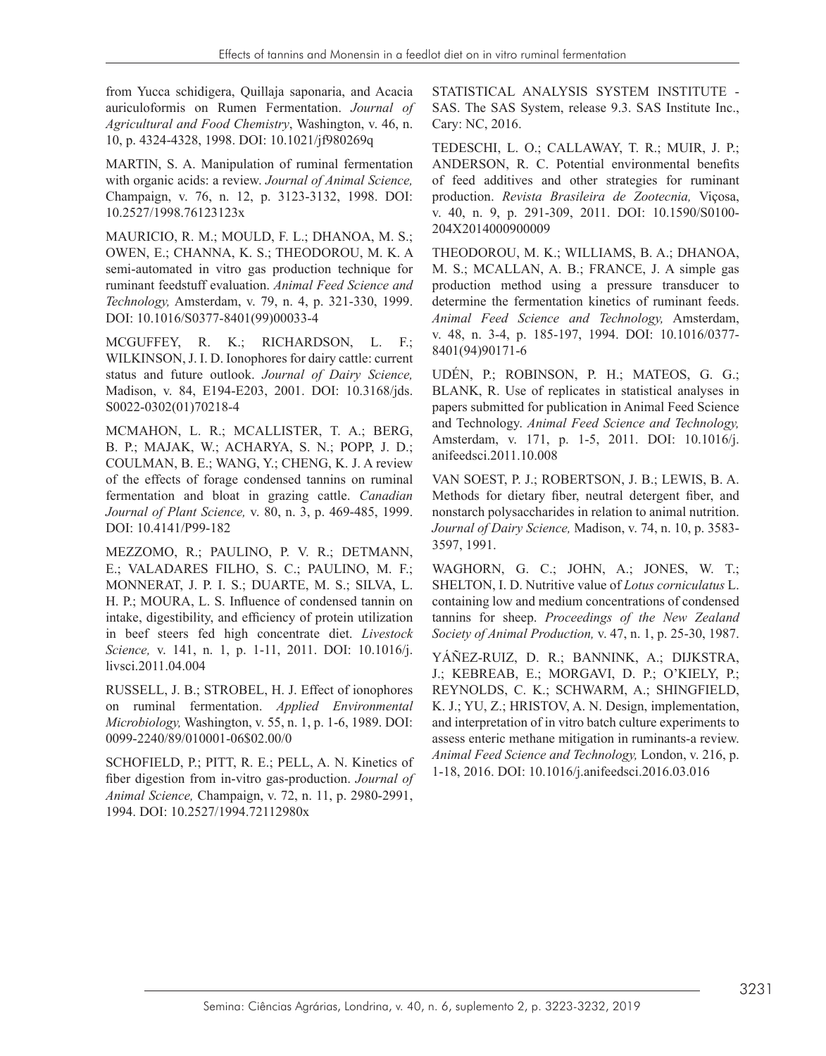from Yucca schidigera, Quillaja saponaria, and Acacia auriculoformis on Rumen Fermentation. *Journal of Agricultural and Food Chemistry*, Washington, v. 46, n. 10, p. 4324-4328, 1998. DOI: 10.1021/jf980269q

MARTIN, S. A. Manipulation of ruminal fermentation with organic acids: a review. *Journal of Animal Science,* Champaign, v. 76, n. 12, p. 3123-3132, 1998. DOI: 10.2527/1998.76123123x

MAURICIO, R. M.; MOULD, F. L.; DHANOA, M. S.; OWEN, E.; CHANNA, K. S.; THEODOROU, M. K. A semi-automated in vitro gas production technique for ruminant feedstuff evaluation. *Animal Feed Science and Technology,* Amsterdam, v. 79, n. 4, p. 321-330, 1999. DOI: 10.1016/S0377-8401(99)00033-4

MCGUFFEY, R. K.; RICHARDSON, L. F.; WILKINSON, J. I. D. Ionophores for dairy cattle: current status and future outlook. *Journal of Dairy Science,* Madison, v. 84, E194-E203, 2001. DOI: 10.3168/jds.S0022-0302(01)70218-4

MCMAHON, L. R.; MCALLISTER, T. A.; BERG, B. P.; MAJAK, W.; ACHARYA, S. N.; POPP, J. D.; COULMAN, B. E.; WANG, Y.; CHENG, K. J. A review of the effects of forage condensed tannins on ruminal fermentation and bloat in grazing cattle. *Canadian Journal of Plant Science,* v. 80, n. 3, p. 469-485, 1999. DOI: 10.4141/P99-182

MEZZOMO, R.; PAULINO, P. V. R.; DETMANN, E.; VALADARES FILHO, S. C.; PAULINO, M. F.; MONNERAT, J. P. I. S.; DUARTE, M. S.; SILVA, L. H. P.; MOURA, L. S. Influence of condensed tannin on intake, digestibility, and efficiency of protein utilization in beef steers fed high concentrate diet. *Livestock Science,* v. 141, n. 1, p. 1-11, 2011. DOI: 10.1016/j.livsci.2011.04.004

RUSSELL, J. B.; STROBEL, H. J. Effect of ionophores on ruminal fermentation. *Applied Environmental Microbiology,* Washington, v. 55, n. 1, p. 1-6, 1989. DOI: 0099-2240/89/010001-06$02.00/0

SCHOFIELD, P.; PITT, R. E.; PELL, A. N. Kinetics of fiber digestion from in-vitro gas-production. *Journal of Animal Science,* Champaign, v. 72, n. 11, p. 2980-2991, 1994. DOI: 10.2527/1994.72112980x

STATISTICAL ANALYSIS SYSTEM INSTITUTE - SAS. The SAS System, release 9.3. SAS Institute Inc., Cary: NC, 2016.

TEDESCHI, L. O.; CALLAWAY, T. R.; MUIR, J. P.; ANDERSON, R. C. Potential environmental benefits of feed additives and other strategies for ruminant production. *Revista Brasileira de Zootecnia,* Viçosa, v. 40, n. 9, p. 291-309, 2011. DOI: 10.1590/S0100-204X2014000900009

THEODOROU, M. K.; WILLIAMS, B. A.; DHANOA, M. S.; MCALLAN, A. B.; FRANCE, J. A simple gas production method using a pressure transducer to determine the fermentation kinetics of ruminant feeds. *Animal Feed Science and Technology,* Amsterdam, v. 48, n. 3-4, p. 185-197, 1994. DOI: 10.1016/0377-8401(94)90171-6

UDÉN, P.; ROBINSON, P. H.; MATEOS, G. G.; BLANK, R. Use of replicates in statistical analyses in papers submitted for publication in Animal Feed Science and Technology. *Animal Feed Science and Technology,* Amsterdam, v. 171, p. 1-5, 2011. DOI: 10.1016/j.anifeedsci.2011.10.008

VAN SOEST, P. J.; ROBERTSON, J. B.; LEWIS, B. A. Methods for dietary fiber, neutral detergent fiber, and nonstarch polysaccharides in relation to animal nutrition. *Journal of Dairy Science,* Madison, v. 74, n. 10, p. 3583-3597, 1991.

WAGHORN, G. C.; JOHN, A.; JONES, W. T.; SHELTON, I. D. Nutritive value of *Lotus corniculatus* L. containing low and medium concentrations of condensed tannins for sheep. *Proceedings of the New Zealand Society of Animal Production,* v. 47, n. 1, p. 25-30, 1987.

YÁÑEZ-RUIZ, D. R.; BANNINK, A.; DIJKSTRA, J.; KEBREAB, E.; MORGAVI, D. P.; O'KIELY, P.; REYNOLDS, C. K.; SCHWARM, A.; SHINGFIELD, K. J.; YU, Z.; HRISTOV, A. N. Design, implementation, and interpretation of in vitro batch culture experiments to assess enteric methane mitigation in ruminants-a review. *Animal Feed Science and Technology,* London, v. 216, p. 1-18, 2016. DOI: 10.1016/j.anifeedsci.2016.03.016